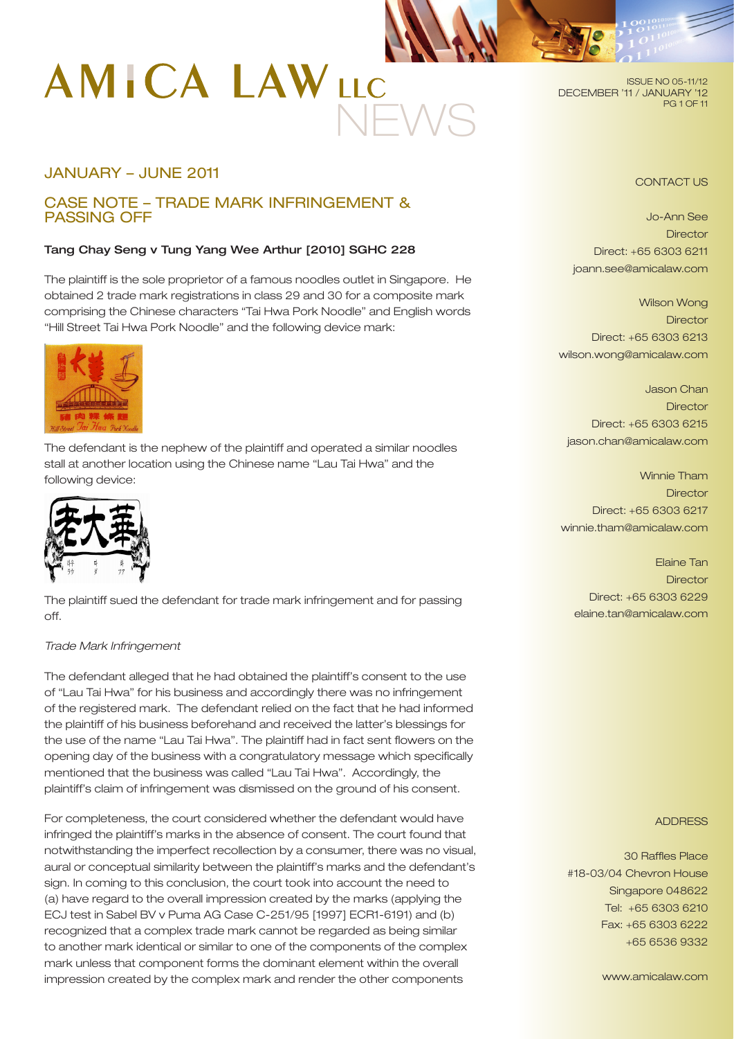# AMICA LAW LLC NEWS

ISSUE NO 05-11/12
DECEMBER '11 / JANUARY '12

## JANUARY – JUNE 2011

## CASE NOTE – TRADE MARK INFRINGEMENT & PASSING OFF

**Tang Chay Seng v Tung Yang Wee Arthur [2010] SGHC 228**

The plaintiff is the sole proprietor of a famous noodles outlet in Singapore. He obtained 2 trade mark registrations in class 29 and 30 for a composite mark comprising the Chinese characters "Tai Hwa Pork Noodle" and English words "Hill Street Tai Hwa Pork Noodle" and the following device mark:

The defendant is the nephew of the plaintiff and operated a similar noodles stall at another location using the Chinese name "Lau Tai Hwa" and the following device:

The plaintiff sued the defendant for trade mark infringement and for passing off.

*Trade Mark Infringement*

The defendant alleged that he had obtained the plaintiff's consent to the use of "Lau Tai Hwa" for his business and accordingly there was no infringement of the registered mark. The defendant relied on the fact that he had informed the plaintiff of his business beforehand and received the latter's blessings for the use of the name "Lau Tai Hwa". The plaintiff had in fact sent flowers on the opening day of the business with a congratulatory message which specifically mentioned that the business was called "Lau Tai Hwa". Accordingly, the plaintiff's claim of infringement was dismissed on the ground of his consent.

For completeness, the court considered whether the defendant would have infringed the plaintiff's marks in the absence of consent. The court found that notwithstanding the imperfect recollection by a consumer, there was no visual, aural or conceptual similarity between the plaintiff's marks and the defendant's sign. In coming to this conclusion, the court took into account the need to (a) have regard to the overall impression created by the marks (applying the ECJ test in Sabel BV v Puma AG Case C-251/95 [1997] ECR1-6191) and (b) recognized that a complex trade mark cannot be regarded as being similar to another mark identical or similar to one of the components of the complex mark unless that component forms the dominant element within the overall impression created by the complex mark and render the other components

CONTACT US

Jo-Ann See
Director
Direct: +65 6303 6211
joann.see@amicalaw.com

Wilson Wong
Director
Direct: +65 6303 6213
wilson.wong@amicalaw.com

Jason Chan
Director
Direct: +65 6303 6215
jason.chan@amicalaw.com

Winnie Tham
Director
Direct: +65 6303 6217
winnie.tham@amicalaw.com

Elaine Tan
Director
Direct: +65 6303 6229
elaine.tan@amicalaw.com

ADDRESS

30 Raffles Place
#18-03/04 Chevron House
Singapore 048622
Tel: +65 6303 6210
Fax: +65 6303 6222
+65 6536 9332

www.amicalaw.com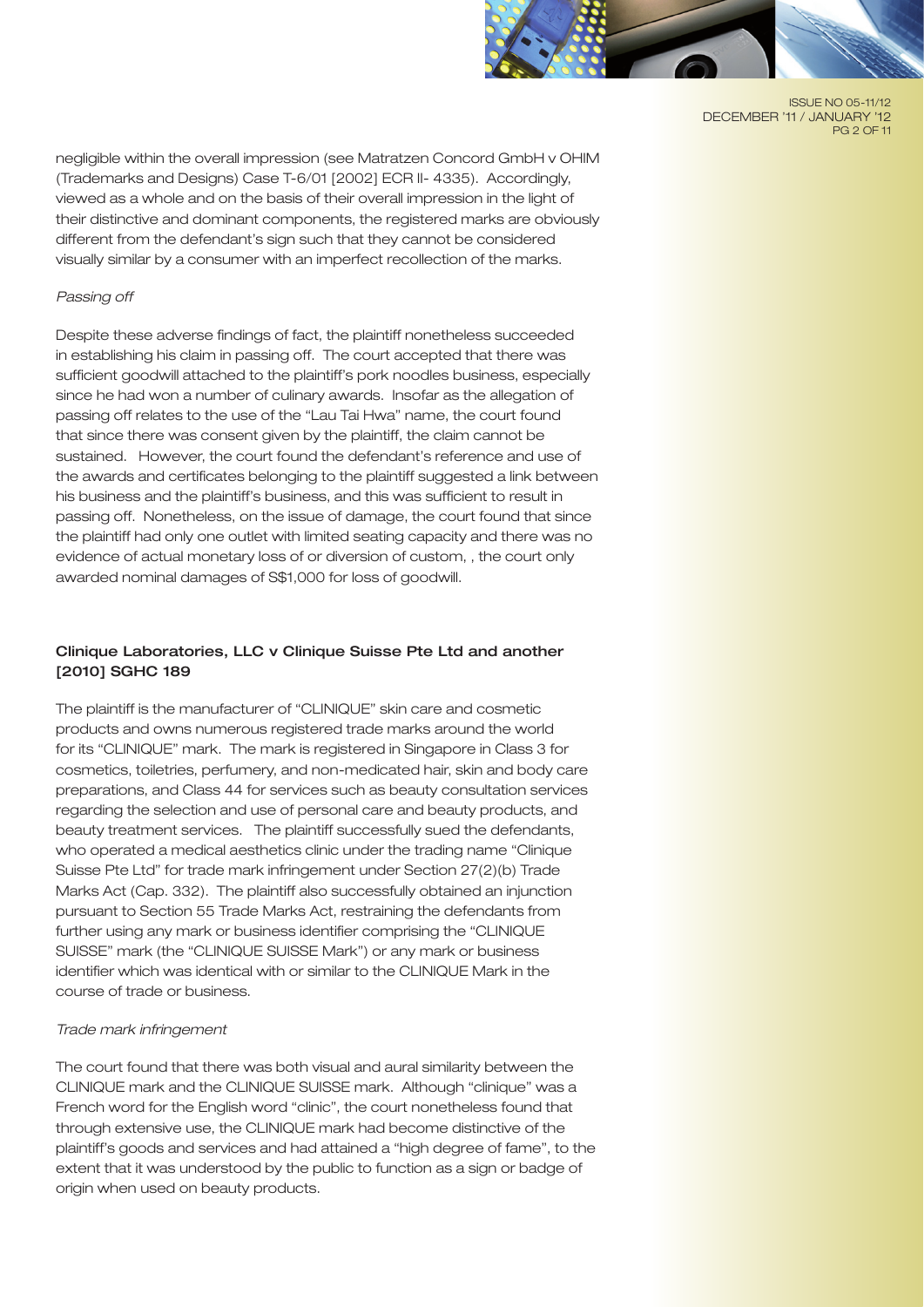negligible within the overall impression (see Matratzen Concord GmbH v OHIM (Trademarks and Designs) Case T-6/01 [2002] ECR II- 4335). Accordingly, viewed as a whole and on the basis of their overall impression in the light of their distinctive and dominant components, the registered marks are obviously different from the defendant's sign such that they cannot be considered visually similar by a consumer with an imperfect recollection of the marks.

*Passing off*

Despite these adverse findings of fact, the plaintiff nonetheless succeeded in establishing his claim in passing off. The court accepted that there was sufficient goodwill attached to the plaintiff's pork noodles business, especially since he had won a number of culinary awards. Insofar as the allegation of passing off relates to the use of the "Lau Tai Hwa" name, the court found that since there was consent given by the plaintiff, the claim cannot be sustained. However, the court found the defendant's reference and use of the awards and certificates belonging to the plaintiff suggested a link between his business and the plaintiff's business, and this was sufficient to result in passing off. Nonetheless, on the issue of damage, the court found that since the plaintiff had only one outlet with limited seating capacity and there was no evidence of actual monetary loss of or diversion of custom, , the court only awarded nominal damages of S$1,000 for loss of goodwill.

### Clinique Laboratories, LLC v Clinique Suisse Pte Ltd and another [2010] SGHC 189

The plaintiff is the manufacturer of "CLINIQUE" skin care and cosmetic products and owns numerous registered trade marks around the world for its "CLINIQUE" mark. The mark is registered in Singapore in Class 3 for cosmetics, toiletries, perfumery, and non-medicated hair, skin and body care preparations, and Class 44 for services such as beauty consultation services regarding the selection and use of personal care and beauty products, and beauty treatment services. The plaintiff successfully sued the defendants, who operated a medical aesthetics clinic under the trading name "Clinique Suisse Pte Ltd" for trade mark infringement under Section 27(2)(b) Trade Marks Act (Cap. 332). The plaintiff also successfully obtained an injunction pursuant to Section 55 Trade Marks Act, restraining the defendants from further using any mark or business identifier comprising the "CLINIQUE SUISSE" mark (the "CLINIQUE SUISSE Mark") or any mark or business identifier which was identical with or similar to the CLINIQUE Mark in the course of trade or business.

*Trade mark infringement*

The court found that there was both visual and aural similarity between the CLINIQUE mark and the CLINIQUE SUISSE mark. Although "clinique" was a French word for the English word "clinic", the court nonetheless found that through extensive use, the CLINIQUE mark had become distinctive of the plaintiff's goods and services and had attained a "high degree of fame", to the extent that it was understood by the public to function as a sign or badge of origin when used on beauty products.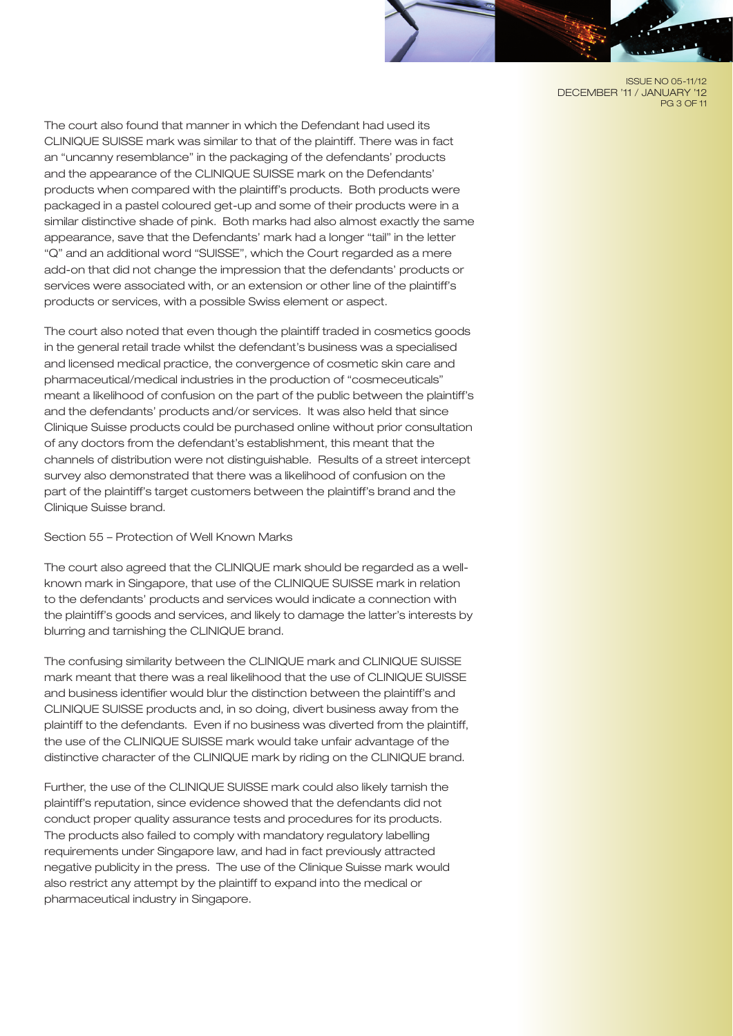The court also found that manner in which the Defendant had used its CLINIQUE SUISSE mark was similar to that of the plaintiff. There was in fact an "uncanny resemblance" in the packaging of the defendants' products and the appearance of the CLINIQUE SUISSE mark on the Defendants' products when compared with the plaintiff's products. Both products were packaged in a pastel coloured get-up and some of their products were in a similar distinctive shade of pink. Both marks had also almost exactly the same appearance, save that the Defendants' mark had a longer "tail" in the letter "Q" and an additional word "SUISSE", which the Court regarded as a mere add-on that did not change the impression that the defendants' products or services were associated with, or an extension or other line of the plaintiff's products or services, with a possible Swiss element or aspect.

The court also noted that even though the plaintiff traded in cosmetics goods in the general retail trade whilst the defendant's business was a specialised and licensed medical practice, the convergence of cosmetic skin care and pharmaceutical/medical industries in the production of "cosmeceuticals" meant a likelihood of confusion on the part of the public between the plaintiff's and the defendants' products and/or services. It was also held that since Clinique Suisse products could be purchased online without prior consultation of any doctors from the defendant's establishment, this meant that the channels of distribution were not distinguishable. Results of a street intercept survey also demonstrated that there was a likelihood of confusion on the part of the plaintiff's target customers between the plaintiff's brand and the Clinique Suisse brand.

Section 55 – Protection of Well Known Marks

The court also agreed that the CLINIQUE mark should be regarded as a well-known mark in Singapore, that use of the CLINIQUE SUISSE mark in relation to the defendants' products and services would indicate a connection with the plaintiff's goods and services, and likely to damage the latter's interests by blurring and tarnishing the CLINIQUE brand.

The confusing similarity between the CLINIQUE mark and CLINIQUE SUISSE mark meant that there was a real likelihood that the use of CLINIQUE SUISSE and business identifier would blur the distinction between the plaintiff's and CLINIQUE SUISSE products and, in so doing, divert business away from the plaintiff to the defendants. Even if no business was diverted from the plaintiff, the use of the CLINIQUE SUISSE mark would take unfair advantage of the distinctive character of the CLINIQUE mark by riding on the CLINIQUE brand.

Further, the use of the CLINIQUE SUISSE mark could also likely tarnish the plaintiff's reputation, since evidence showed that the defendants did not conduct proper quality assurance tests and procedures for its products. The products also failed to comply with mandatory regulatory labelling requirements under Singapore law, and had in fact previously attracted negative publicity in the press. The use of the Clinique Suisse mark would also restrict any attempt by the plaintiff to expand into the medical or pharmaceutical industry in Singapore.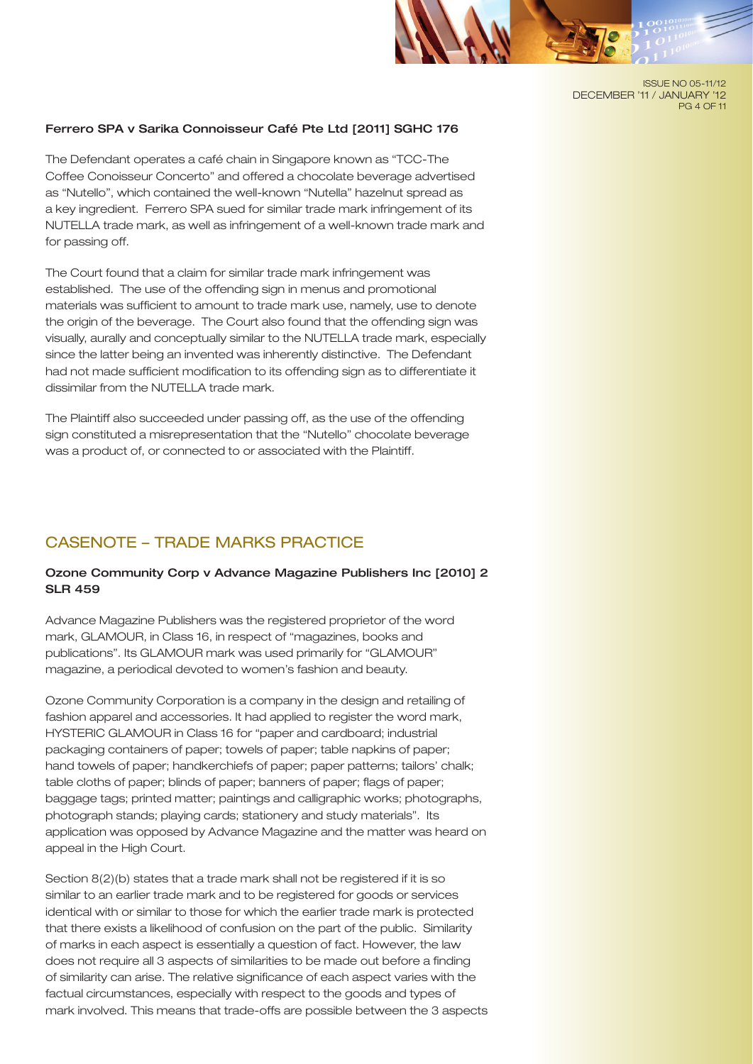**Ferrero SPA v Sarika Connoisseur Café Pte Ltd [2011] SGHC 176**

The Defendant operates a café chain in Singapore known as "TCC-The Coffee Conoisseur Concerto" and offered a chocolate beverage advertised as "Nutello", which contained the well-known "Nutella" hazelnut spread as a key ingredient. Ferrero SPA sued for similar trade mark infringement of its NUTELLA trade mark, as well as infringement of a well-known trade mark and for passing off.

The Court found that a claim for similar trade mark infringement was established. The use of the offending sign in menus and promotional materials was sufficient to amount to trade mark use, namely, use to denote the origin of the beverage. The Court also found that the offending sign was visually, aurally and conceptually similar to the NUTELLA trade mark, especially since the latter being an invented was inherently distinctive. The Defendant had not made sufficient modification to its offending sign as to differentiate it dissimilar from the NUTELLA trade mark.

The Plaintiff also succeeded under passing off, as the use of the offending sign constituted a misrepresentation that the "Nutello" chocolate beverage was a product of, or connected to or associated with the Plaintiff.

## CASENOTE – TRADE MARKS PRACTICE

**Ozone Community Corp v Advance Magazine Publishers Inc [2010] 2 SLR 459**

Advance Magazine Publishers was the registered proprietor of the word mark, GLAMOUR, in Class 16, in respect of "magazines, books and publications". Its GLAMOUR mark was used primarily for "GLAMOUR" magazine, a periodical devoted to women's fashion and beauty.

Ozone Community Corporation is a company in the design and retailing of fashion apparel and accessories. It had applied to register the word mark, HYSTERIC GLAMOUR in Class 16 for "paper and cardboard; industrial packaging containers of paper; towels of paper; table napkins of paper; hand towels of paper; handkerchiefs of paper; paper patterns; tailors' chalk; table cloths of paper; blinds of paper; banners of paper; flags of paper; baggage tags; printed matter; paintings and calligraphic works; photographs, photograph stands; playing cards; stationery and study materials". Its application was opposed by Advance Magazine and the matter was heard on appeal in the High Court.

Section 8(2)(b) states that a trade mark shall not be registered if it is so similar to an earlier trade mark and to be registered for goods or services identical with or similar to those for which the earlier trade mark is protected that there exists a likelihood of confusion on the part of the public. Similarity of marks in each aspect is essentially a question of fact. However, the law does not require all 3 aspects of similarities to be made out before a finding of similarity can arise. The relative significance of each aspect varies with the factual circumstances, especially with respect to the goods and types of mark involved. This means that trade-offs are possible between the 3 aspects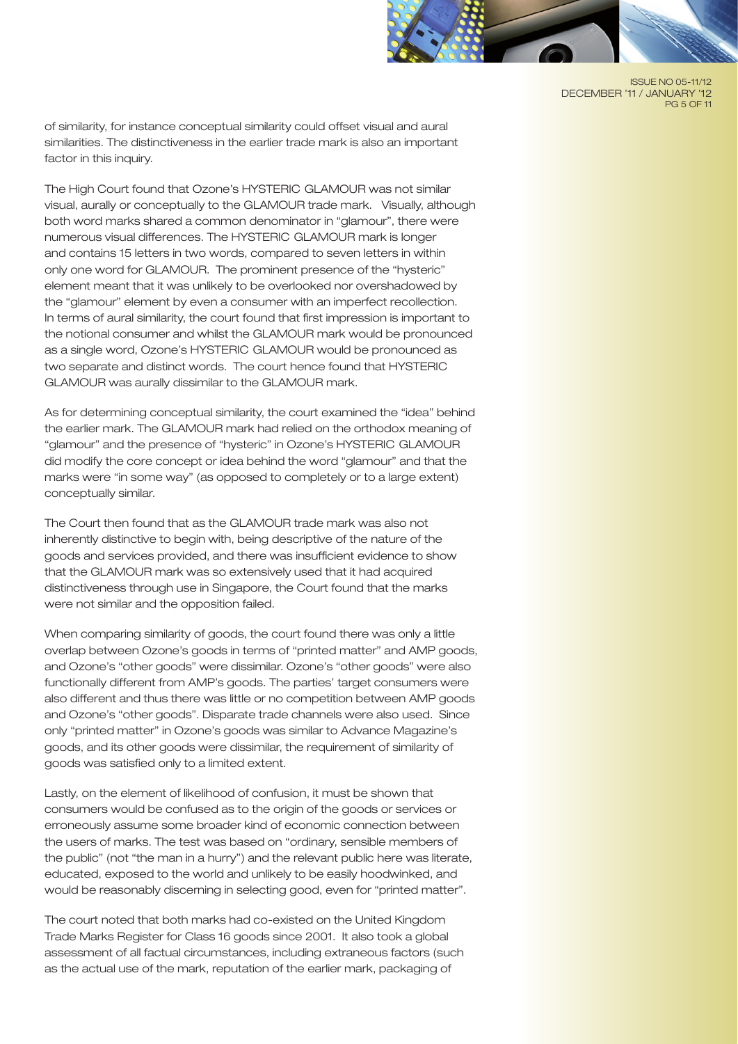of similarity, for instance conceptual similarity could offset visual and aural similarities. The distinctiveness in the earlier trade mark is also an important factor in this inquiry.

The High Court found that Ozone's HYSTERIC GLAMOUR was not similar visual, aurally or conceptually to the GLAMOUR trade mark. Visually, although both word marks shared a common denominator in "glamour", there were numerous visual differences. The HYSTERIC GLAMOUR mark is longer and contains 15 letters in two words, compared to seven letters in within only one word for GLAMOUR. The prominent presence of the "hysteric" element meant that it was unlikely to be overlooked nor overshadowed by the "glamour" element by even a consumer with an imperfect recollection. In terms of aural similarity, the court found that first impression is important to the notional consumer and whilst the GLAMOUR mark would be pronounced as a single word, Ozone's HYSTERIC GLAMOUR would be pronounced as two separate and distinct words. The court hence found that HYSTERIC GLAMOUR was aurally dissimilar to the GLAMOUR mark.

As for determining conceptual similarity, the court examined the "idea" behind the earlier mark. The GLAMOUR mark had relied on the orthodox meaning of "glamour" and the presence of "hysteric" in Ozone's HYSTERIC GLAMOUR did modify the core concept or idea behind the word "glamour" and that the marks were "in some way" (as opposed to completely or to a large extent) conceptually similar.

The Court then found that as the GLAMOUR trade mark was also not inherently distinctive to begin with, being descriptive of the nature of the goods and services provided, and there was insufficient evidence to show that the GLAMOUR mark was so extensively used that it had acquired distinctiveness through use in Singapore, the Court found that the marks were not similar and the opposition failed.

When comparing similarity of goods, the court found there was only a little overlap between Ozone's goods in terms of "printed matter" and AMP goods, and Ozone's "other goods" were dissimilar. Ozone's "other goods" were also functionally different from AMP's goods. The parties' target consumers were also different and thus there was little or no competition between AMP goods and Ozone's "other goods". Disparate trade channels were also used. Since only "printed matter" in Ozone's goods was similar to Advance Magazine's goods, and its other goods were dissimilar, the requirement of similarity of goods was satisfied only to a limited extent.

Lastly, on the element of likelihood of confusion, it must be shown that consumers would be confused as to the origin of the goods or services or erroneously assume some broader kind of economic connection between the users of marks. The test was based on "ordinary, sensible members of the public" (not "the man in a hurry") and the relevant public here was literate, educated, exposed to the world and unlikely to be easily hoodwinked, and would be reasonably discerning in selecting good, even for "printed matter".

The court noted that both marks had co-existed on the United Kingdom Trade Marks Register for Class 16 goods since 2001. It also took a global assessment of all factual circumstances, including extraneous factors (such as the actual use of the mark, reputation of the earlier mark, packaging of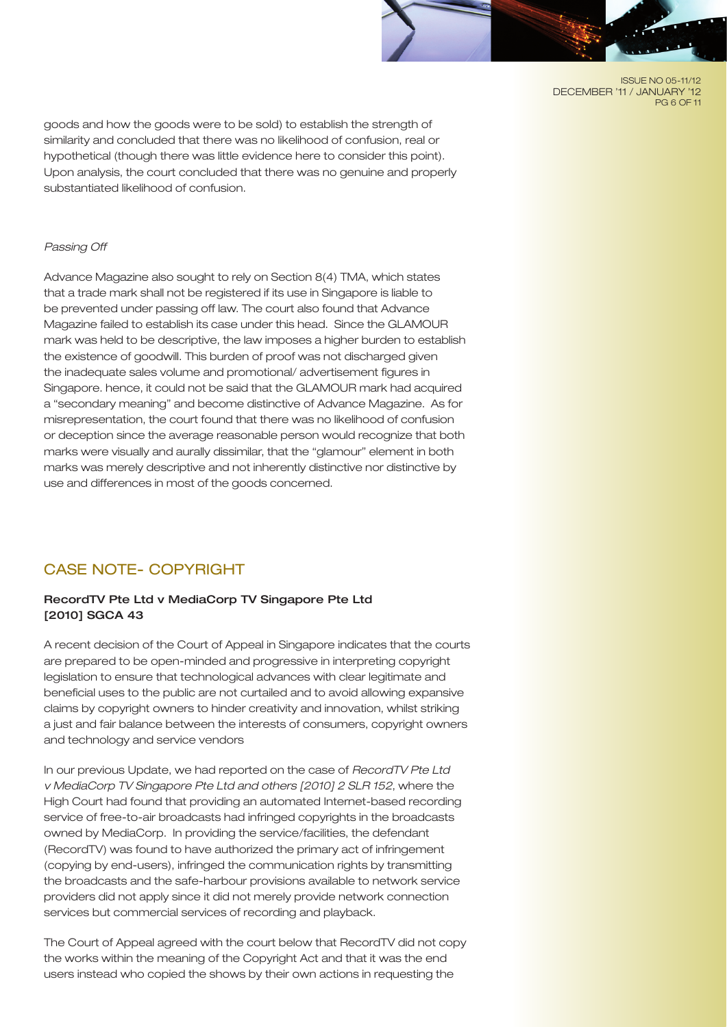goods and how the goods were to be sold) to establish the strength of similarity and concluded that there was no likelihood of confusion, real or hypothetical (though there was little evidence here to consider this point). Upon analysis, the court concluded that there was no genuine and properly substantiated likelihood of confusion.

*Passing Off*

Advance Magazine also sought to rely on Section 8(4) TMA, which states that a trade mark shall not be registered if its use in Singapore is liable to be prevented under passing off law. The court also found that Advance Magazine failed to establish its case under this head. Since the GLAMOUR mark was held to be descriptive, the law imposes a higher burden to establish the existence of goodwill. This burden of proof was not discharged given the inadequate sales volume and promotional/ advertisement figures in Singapore. hence, it could not be said that the GLAMOUR mark had acquired a "secondary meaning" and become distinctive of Advance Magazine. As for misrepresentation, the court found that there was no likelihood of confusion or deception since the average reasonable person would recognize that both marks were visually and aurally dissimilar, that the "glamour" element in both marks was merely descriptive and not inherently distinctive nor distinctive by use and differences in most of the goods concerned.

## CASE NOTE- COPYRIGHT

### RecordTV Pte Ltd v MediaCorp TV Singapore Pte Ltd [2010] SGCA 43

A recent decision of the Court of Appeal in Singapore indicates that the courts are prepared to be open-minded and progressive in interpreting copyright legislation to ensure that technological advances with clear legitimate and beneficial uses to the public are not curtailed and to avoid allowing expansive claims by copyright owners to hinder creativity and innovation, whilst striking a just and fair balance between the interests of consumers, copyright owners and technology and service vendors

In our previous Update, we had reported on the case of *RecordTV Pte Ltd v MediaCorp TV Singapore Pte Ltd and others [2010] 2 SLR 152*, where the High Court had found that providing an automated Internet-based recording service of free-to-air broadcasts had infringed copyrights in the broadcasts owned by MediaCorp. In providing the service/facilities, the defendant (RecordTV) was found to have authorized the primary act of infringement (copying by end-users), infringed the communication rights by transmitting the broadcasts and the safe-harbour provisions available to network service providers did not apply since it did not merely provide network connection services but commercial services of recording and playback.

The Court of Appeal agreed with the court below that RecordTV did not copy the works within the meaning of the Copyright Act and that it was the end users instead who copied the shows by their own actions in requesting the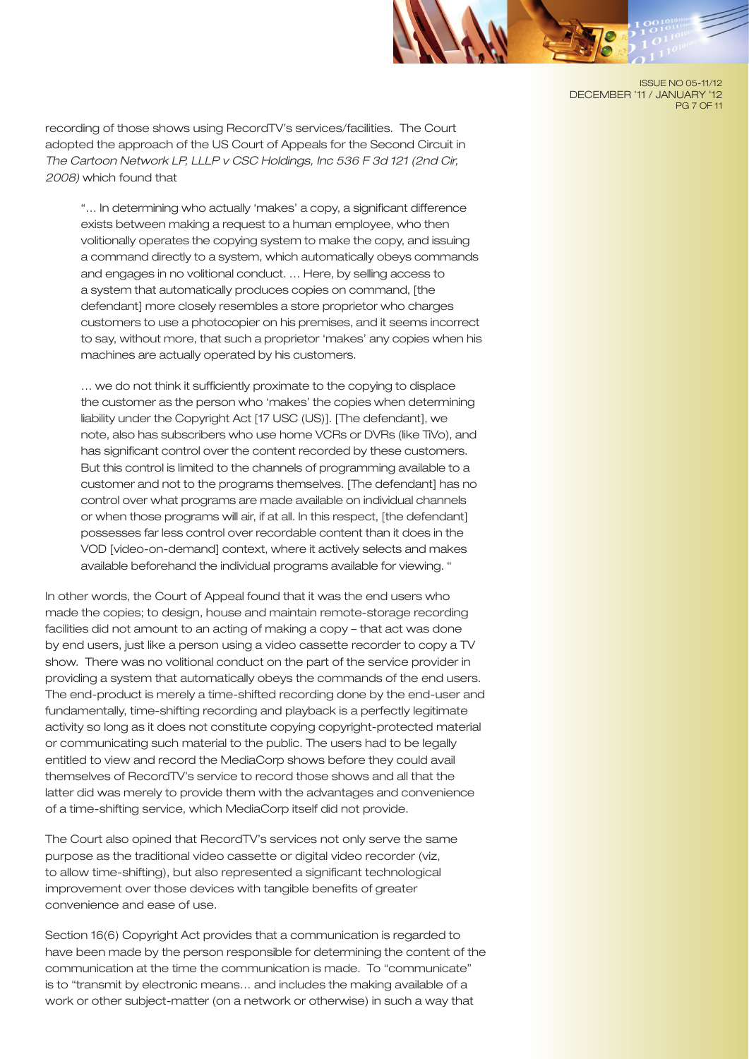recording of those shows using RecordTV's services/facilities. The Court adopted the approach of the US Court of Appeals for the Second Circuit in *The Cartoon Network LP, LLLP v CSC Holdings, Inc 536 F 3d 121 (2nd Cir, 2008)* which found that

> "… In determining who actually 'makes' a copy, a significant difference exists between making a request to a human employee, who then volitionally operates the copying system to make the copy, and issuing a command directly to a system, which automatically obeys commands and engages in no volitional conduct. … Here, by selling access to a system that automatically produces copies on command, [the defendant] more closely resembles a store proprietor who charges customers to use a photocopier on his premises, and it seems incorrect to say, without more, that such a proprietor 'makes' any copies when his machines are actually operated by his customers.
>
> … we do not think it sufficiently proximate to the copying to displace the customer as the person who 'makes' the copies when determining liability under the Copyright Act [17 USC (US)]. [The defendant], we note, also has subscribers who use home VCRs or DVRs (like TiVo), and has significant control over the content recorded by these customers. But this control is limited to the channels of programming available to a customer and not to the programs themselves. [The defendant] has no control over what programs are made available on individual channels or when those programs will air, if at all. In this respect, [the defendant] possesses far less control over recordable content than it does in the VOD [video-on-demand] context, where it actively selects and makes available beforehand the individual programs available for viewing. "

In other words, the Court of Appeal found that it was the end users who made the copies; to design, house and maintain remote-storage recording facilities did not amount to an acting of making a copy – that act was done by end users, just like a person using a video cassette recorder to copy a TV show. There was no volitional conduct on the part of the service provider in providing a system that automatically obeys the commands of the end users. The end-product is merely a time-shifted recording done by the end-user and fundamentally, time-shifting recording and playback is a perfectly legitimate activity so long as it does not constitute copying copyright-protected material or communicating such material to the public. The users had to be legally entitled to view and record the MediaCorp shows before they could avail themselves of RecordTV's service to record those shows and all that the latter did was merely to provide them with the advantages and convenience of a time-shifting service, which MediaCorp itself did not provide.

The Court also opined that RecordTV's services not only serve the same purpose as the traditional video cassette or digital video recorder (viz, to allow time-shifting), but also represented a significant technological improvement over those devices with tangible benefits of greater convenience and ease of use.

Section 16(6) Copyright Act provides that a communication is regarded to have been made by the person responsible for determining the content of the communication at the time the communication is made. To "communicate" is to "transmit by electronic means… and includes the making available of a work or other subject-matter (on a network or otherwise) in such a way that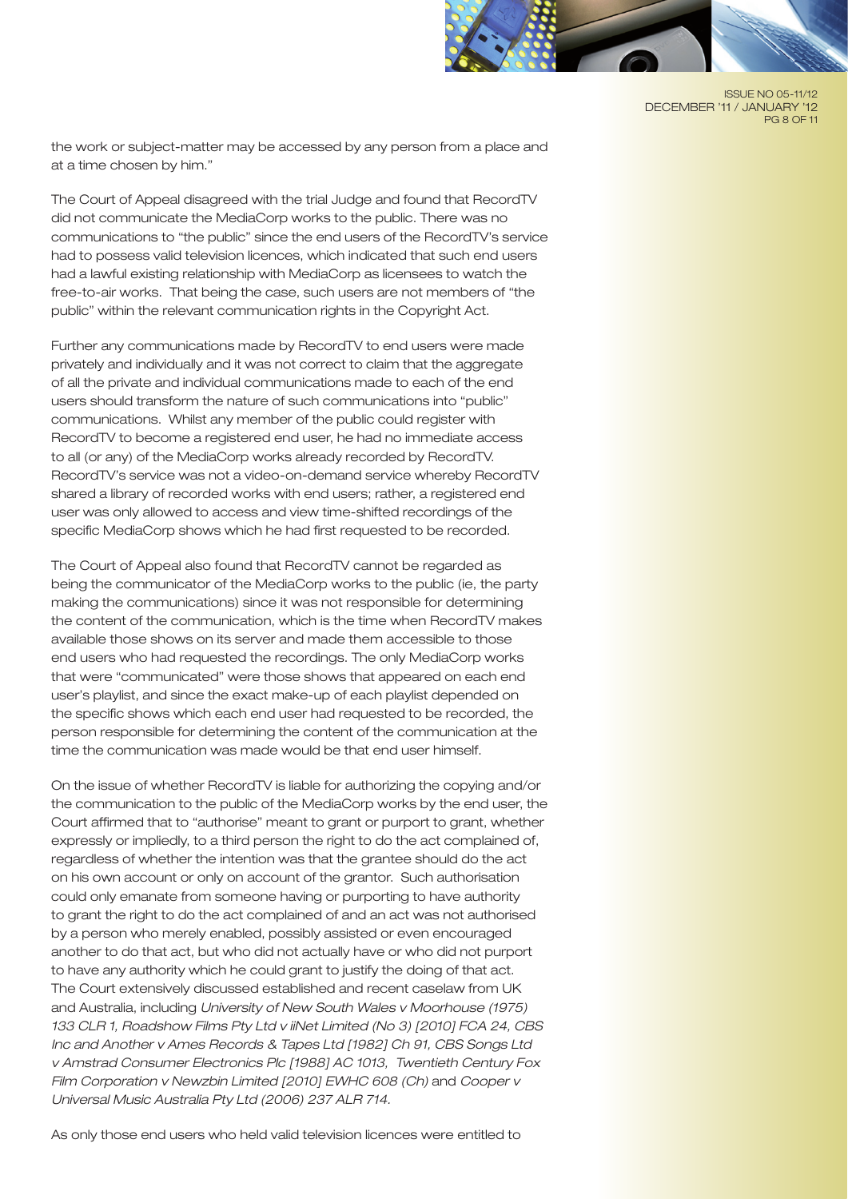the work or subject-matter may be accessed by any person from a place and at a time chosen by him."

The Court of Appeal disagreed with the trial Judge and found that RecordTV did not communicate the MediaCorp works to the public. There was no communications to "the public" since the end users of the RecordTV's service had to possess valid television licences, which indicated that such end users had a lawful existing relationship with MediaCorp as licensees to watch the free-to-air works. That being the case, such users are not members of "the public" within the relevant communication rights in the Copyright Act.

Further any communications made by RecordTV to end users were made privately and individually and it was not correct to claim that the aggregate of all the private and individual communications made to each of the end users should transform the nature of such communications into "public" communications. Whilst any member of the public could register with RecordTV to become a registered end user, he had no immediate access to all (or any) of the MediaCorp works already recorded by RecordTV. RecordTV's service was not a video-on-demand service whereby RecordTV shared a library of recorded works with end users; rather, a registered end user was only allowed to access and view time-shifted recordings of the specific MediaCorp shows which he had first requested to be recorded.

The Court of Appeal also found that RecordTV cannot be regarded as being the communicator of the MediaCorp works to the public (ie, the party making the communications) since it was not responsible for determining the content of the communication, which is the time when RecordTV makes available those shows on its server and made them accessible to those end users who had requested the recordings. The only MediaCorp works that were "communicated" were those shows that appeared on each end user's playlist, and since the exact make-up of each playlist depended on the specific shows which each end user had requested to be recorded, the person responsible for determining the content of the communication at the time the communication was made would be that end user himself.

On the issue of whether RecordTV is liable for authorizing the copying and/or the communication to the public of the MediaCorp works by the end user, the Court affirmed that to "authorise" meant to grant or purport to grant, whether expressly or impliedly, to a third person the right to do the act complained of, regardless of whether the intention was that the grantee should do the act on his own account or only on account of the grantor. Such authorisation could only emanate from someone having or purporting to have authority to grant the right to do the act complained of and an act was not authorised by a person who merely enabled, possibly assisted or even encouraged another to do that act, but who did not actually have or who did not purport to have any authority which he could grant to justify the doing of that act. The Court extensively discussed established and recent caselaw from UK and Australia, including *University of New South Wales v Moorhouse (1975) 133 CLR 1, Roadshow Films Pty Ltd v iiNet Limited (No 3) [2010] FCA 24, CBS Inc and Another v Ames Records & Tapes Ltd [1982] Ch 91, CBS Songs Ltd v Amstrad Consumer Electronics Plc [1988] AC 1013, Twentieth Century Fox Film Corporation v Newzbin Limited [2010] EWHC 608 (Ch)* and *Cooper v Universal Music Australia Pty Ltd (2006) 237 ALR 714.*

As only those end users who held valid television licences were entitled to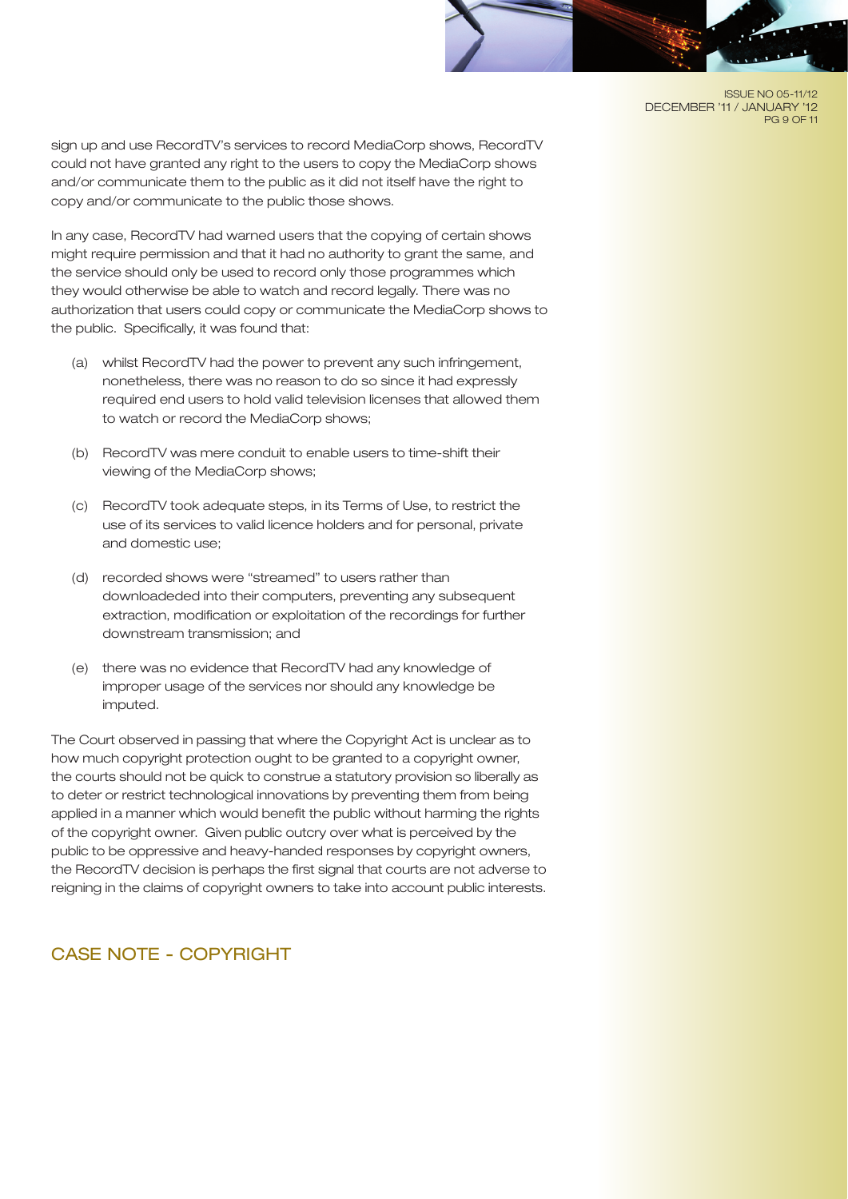sign up and use RecordTV's services to record MediaCorp shows, RecordTV could not have granted any right to the users to copy the MediaCorp shows and/or communicate them to the public as it did not itself have the right to copy and/or communicate to the public those shows.

In any case, RecordTV had warned users that the copying of certain shows might require permission and that it had no authority to grant the same, and the service should only be used to record only those programmes which they would otherwise be able to watch and record legally. There was no authorization that users could copy or communicate the MediaCorp shows to the public. Specifically, it was found that:

(a) whilst RecordTV had the power to prevent any such infringement, nonetheless, there was no reason to do so since it had expressly required end users to hold valid television licenses that allowed them to watch or record the MediaCorp shows;

(b) RecordTV was mere conduit to enable users to time-shift their viewing of the MediaCorp shows;

(c) RecordTV took adequate steps, in its Terms of Use, to restrict the use of its services to valid licence holders and for personal, private and domestic use;

(d) recorded shows were "streamed" to users rather than downloadeded into their computers, preventing any subsequent extraction, modification or exploitation of the recordings for further downstream transmission; and

(e) there was no evidence that RecordTV had any knowledge of improper usage of the services nor should any knowledge be imputed.

The Court observed in passing that where the Copyright Act is unclear as to how much copyright protection ought to be granted to a copyright owner, the courts should not be quick to construe a statutory provision so liberally as to deter or restrict technological innovations by preventing them from being applied in a manner which would benefit the public without harming the rights of the copyright owner. Given public outcry over what is perceived by the public to be oppressive and heavy-handed responses by copyright owners, the RecordTV decision is perhaps the first signal that courts are not adverse to reigning in the claims of copyright owners to take into account public interests.

## CASE NOTE - COPYRIGHT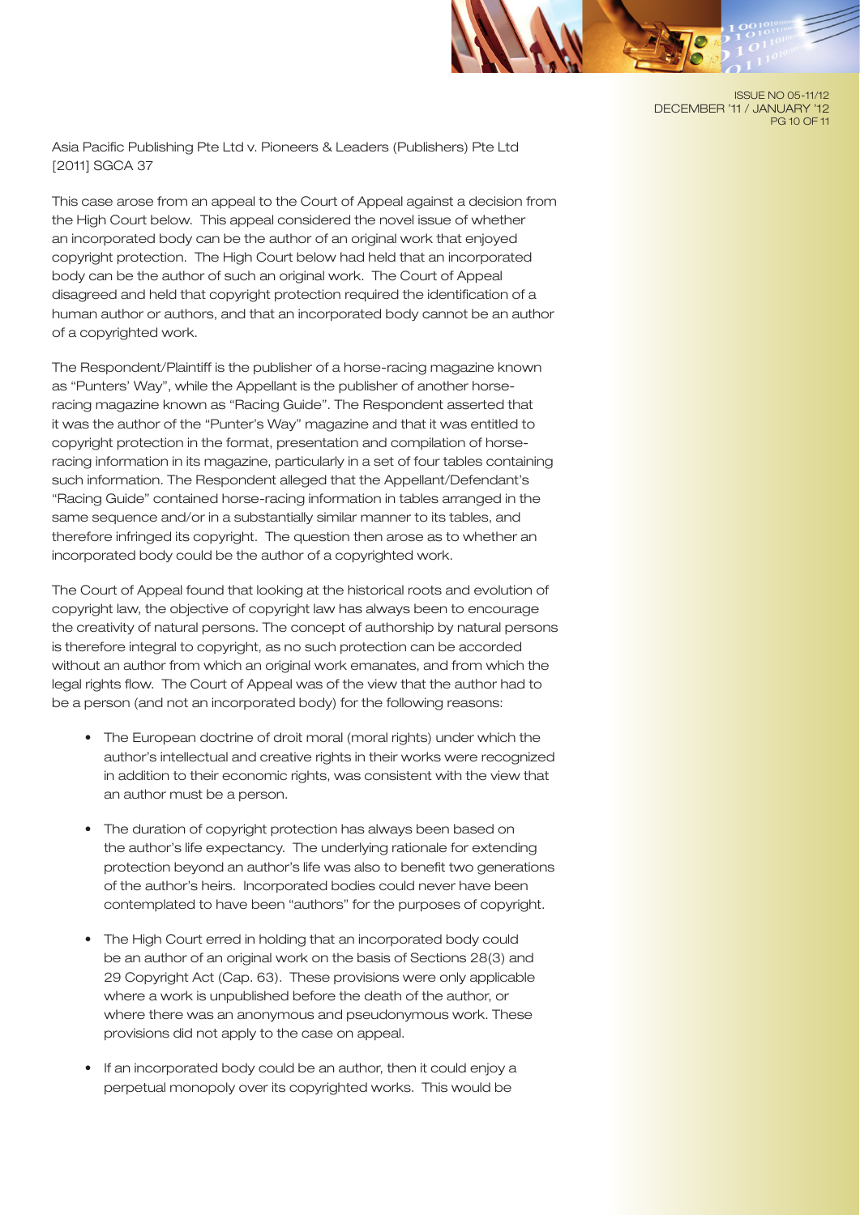Asia Pacific Publishing Pte Ltd v. Pioneers & Leaders (Publishers) Pte Ltd [2011] SGCA 37

This case arose from an appeal to the Court of Appeal against a decision from the High Court below. This appeal considered the novel issue of whether an incorporated body can be the author of an original work that enjoyed copyright protection. The High Court below had held that an incorporated body can be the author of such an original work. The Court of Appeal disagreed and held that copyright protection required the identification of a human author or authors, and that an incorporated body cannot be an author of a copyrighted work.

The Respondent/Plaintiff is the publisher of a horse-racing magazine known as "Punters' Way", while the Appellant is the publisher of another horse-racing magazine known as "Racing Guide". The Respondent asserted that it was the author of the "Punter's Way" magazine and that it was entitled to copyright protection in the format, presentation and compilation of horse-racing information in its magazine, particularly in a set of four tables containing such information. The Respondent alleged that the Appellant/Defendant's "Racing Guide" contained horse-racing information in tables arranged in the same sequence and/or in a substantially similar manner to its tables, and therefore infringed its copyright. The question then arose as to whether an incorporated body could be the author of a copyrighted work.

The Court of Appeal found that looking at the historical roots and evolution of copyright law, the objective of copyright law has always been to encourage the creativity of natural persons. The concept of authorship by natural persons is therefore integral to copyright, as no such protection can be accorded without an author from which an original work emanates, and from which the legal rights flow. The Court of Appeal was of the view that the author had to be a person (and not an incorporated body) for the following reasons:

- The European doctrine of droit moral (moral rights) under which the author's intellectual and creative rights in their works were recognized in addition to their economic rights, was consistent with the view that an author must be a person.
- The duration of copyright protection has always been based on the author's life expectancy. The underlying rationale for extending protection beyond an author's life was also to benefit two generations of the author's heirs. Incorporated bodies could never have been contemplated to have been "authors" for the purposes of copyright.
- The High Court erred in holding that an incorporated body could be an author of an original work on the basis of Sections 28(3) and 29 Copyright Act (Cap. 63). These provisions were only applicable where a work is unpublished before the death of the author, or where there was an anonymous and pseudonymous work. These provisions did not apply to the case on appeal.
- If an incorporated body could be an author, then it could enjoy a perpetual monopoly over its copyrighted works. This would be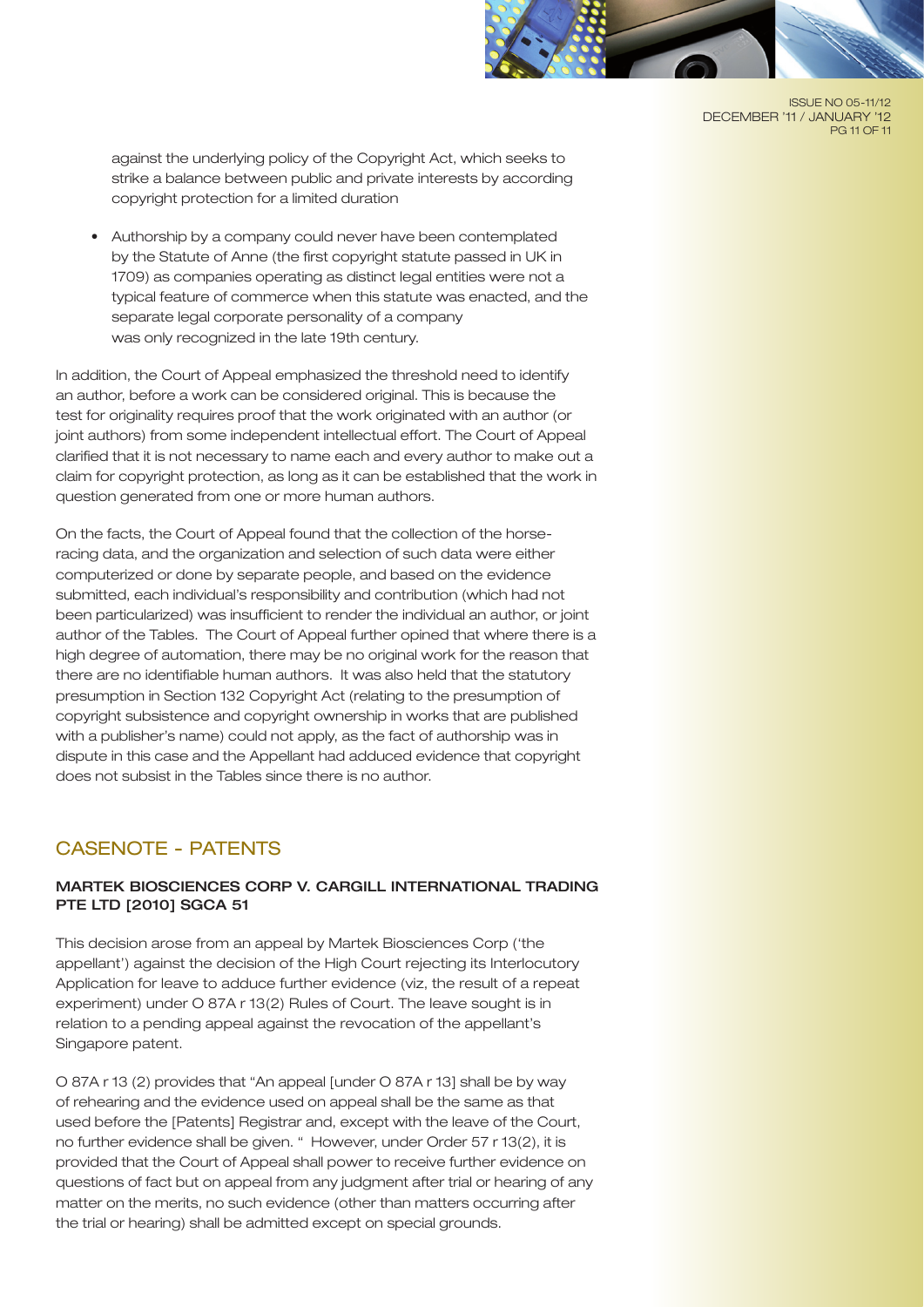against the underlying policy of the Copyright Act, which seeks to strike a balance between public and private interests by according copyright protection for a limited duration

- Authorship by a company could never have been contemplated by the Statute of Anne (the first copyright statute passed in UK in 1709) as companies operating as distinct legal entities were not a typical feature of commerce when this statute was enacted, and the separate legal corporate personality of a company was only recognized in the late 19th century.

In addition, the Court of Appeal emphasized the threshold need to identify an author, before a work can be considered original. This is because the test for originality requires proof that the work originated with an author (or joint authors) from some independent intellectual effort. The Court of Appeal clarified that it is not necessary to name each and every author to make out a claim for copyright protection, as long as it can be established that the work in question generated from one or more human authors.

On the facts, the Court of Appeal found that the collection of the horse-racing data, and the organization and selection of such data were either computerized or done by separate people, and based on the evidence submitted, each individual's responsibility and contribution (which had not been particularized) was insufficient to render the individual an author, or joint author of the Tables. The Court of Appeal further opined that where there is a high degree of automation, there may be no original work for the reason that there are no identifiable human authors. It was also held that the statutory presumption in Section 132 Copyright Act (relating to the presumption of copyright subsistence and copyright ownership in works that are published with a publisher's name) could not apply, as the fact of authorship was in dispute in this case and the Appellant had adduced evidence that copyright does not subsist in the Tables since there is no author.

## CASENOTE - PATENTS

### MARTEK BIOSCIENCES CORP V. CARGILL INTERNATIONAL TRADING PTE LTD [2010] SGCA 51

This decision arose from an appeal by Martek Biosciences Corp ('the appellant') against the decision of the High Court rejecting its Interlocutory Application for leave to adduce further evidence (viz, the result of a repeat experiment) under O 87A r 13(2) Rules of Court. The leave sought is in relation to a pending appeal against the revocation of the appellant's Singapore patent.

O 87A r 13 (2) provides that "An appeal [under O 87A r 13] shall be by way of rehearing and the evidence used on appeal shall be the same as that used before the [Patents] Registrar and, except with the leave of the Court, no further evidence shall be given. " However, under Order 57 r 13(2), it is provided that the Court of Appeal shall power to receive further evidence on questions of fact but on appeal from any judgment after trial or hearing of any matter on the merits, no such evidence (other than matters occurring after the trial or hearing) shall be admitted except on special grounds.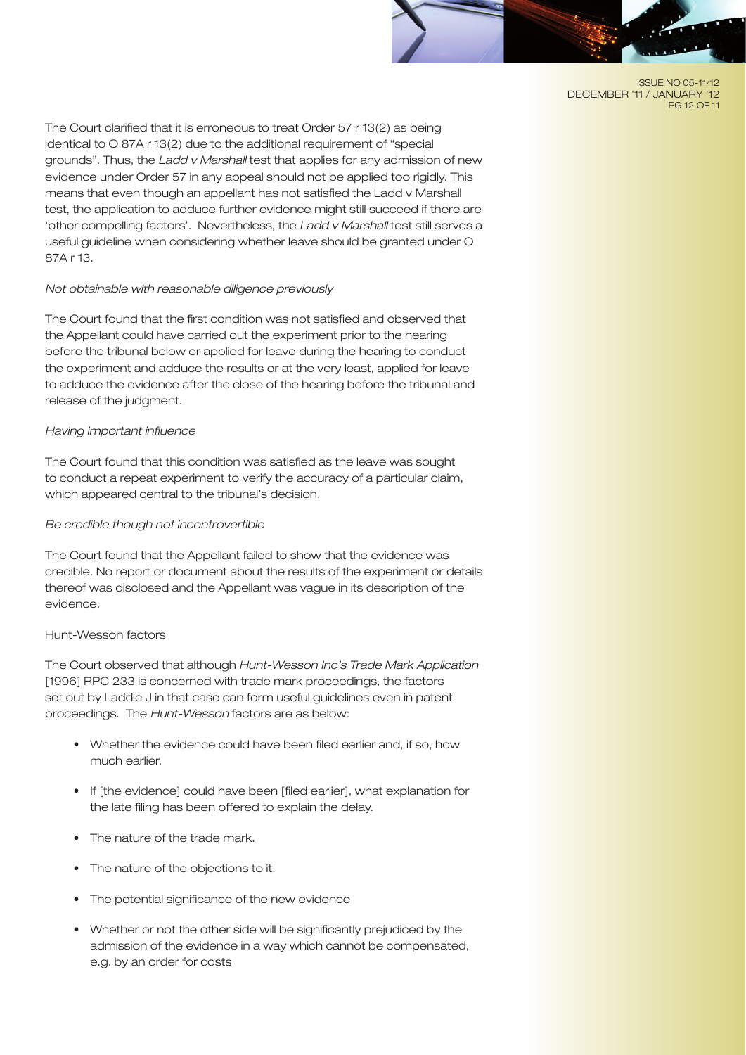The Court clarified that it is erroneous to treat Order 57 r 13(2) as being identical to O 87A r 13(2) due to the additional requirement of "special grounds". Thus, the *Ladd v Marshall* test that applies for any admission of new evidence under Order 57 in any appeal should not be applied too rigidly. This means that even though an appellant has not satisfied the Ladd v Marshall test, the application to adduce further evidence might still succeed if there are 'other compelling factors'. Nevertheless, the *Ladd v Marshall* test still serves a useful guideline when considering whether leave should be granted under O 87A r 13.

*Not obtainable with reasonable diligence previously*

The Court found that the first condition was not satisfied and observed that the Appellant could have carried out the experiment prior to the hearing before the tribunal below or applied for leave during the hearing to conduct the experiment and adduce the results or at the very least, applied for leave to adduce the evidence after the close of the hearing before the tribunal and release of the judgment.

*Having important influence*

The Court found that this condition was satisfied as the leave was sought to conduct a repeat experiment to verify the accuracy of a particular claim, which appeared central to the tribunal's decision.

*Be credible though not incontrovertible*

The Court found that the Appellant failed to show that the evidence was credible. No report or document about the results of the experiment or details thereof was disclosed and the Appellant was vague in its description of the evidence.

Hunt-Wesson factors

The Court observed that although *Hunt-Wesson Inc's Trade Mark Application* [1996] RPC 233 is concerned with trade mark proceedings, the factors set out by Laddie J in that case can form useful guidelines even in patent proceedings. The *Hunt-Wesson* factors are as below:

- Whether the evidence could have been filed earlier and, if so, how much earlier.
- If [the evidence] could have been [filed earlier], what explanation for the late filing has been offered to explain the delay.
- The nature of the trade mark.
- The nature of the objections to it.
- The potential significance of the new evidence
- Whether or not the other side will be significantly prejudiced by the admission of the evidence in a way which cannot be compensated, e.g. by an order for costs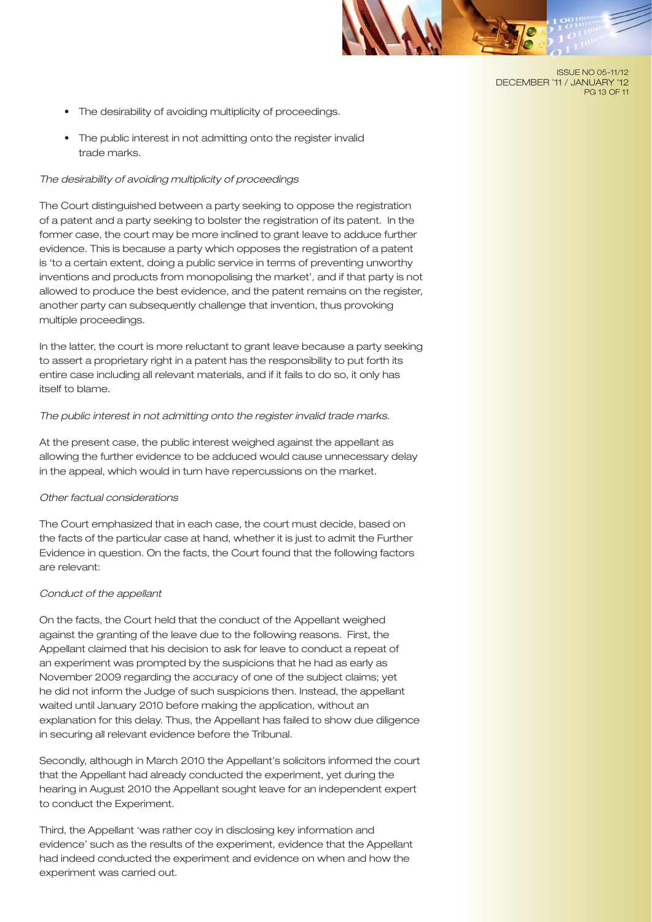- The desirability of avoiding multiplicity of proceedings.
- The public interest in not admitting onto the register invalid trade marks.

*The desirability of avoiding multiplicity of proceedings*

The Court distinguished between a party seeking to oppose the registration of a patent and a party seeking to bolster the registration of its patent. In the former case, the court may be more inclined to grant leave to adduce further evidence. This is because a party which opposes the registration of a patent is 'to a certain extent, doing a public service in terms of preventing unworthy inventions and products from monopolising the market', and if that party is not allowed to produce the best evidence, and the patent remains on the register, another party can subsequently challenge that invention, thus provoking multiple proceedings.

In the latter, the court is more reluctant to grant leave because a party seeking to assert a proprietary right in a patent has the responsibility to put forth its entire case including all relevant materials, and if it fails to do so, it only has itself to blame.

*The public interest in not admitting onto the register invalid trade marks.*

At the present case, the public interest weighed against the appellant as allowing the further evidence to be adduced would cause unnecessary delay in the appeal, which would in turn have repercussions on the market.

*Other factual considerations*

The Court emphasized that in each case, the court must decide, based on the facts of the particular case at hand, whether it is just to admit the Further Evidence in question. On the facts, the Court found that the following factors are relevant:

*Conduct of the appellant*

On the facts, the Court held that the conduct of the Appellant weighed against the granting of the leave due to the following reasons. First, the Appellant claimed that his decision to ask for leave to conduct a repeat of an experiment was prompted by the suspicions that he had as early as November 2009 regarding the accuracy of one of the subject claims; yet he did not inform the Judge of such suspicions then. Instead, the appellant waited until January 2010 before making the application, without an explanation for this delay. Thus, the Appellant has failed to show due diligence in securing all relevant evidence before the Tribunal.

Secondly, although in March 2010 the Appellant's solicitors informed the court that the Appellant had already conducted the experiment, yet during the hearing in August 2010 the Appellant sought leave for an independent expert to conduct the Experiment.

Third, the Appellant 'was rather coy in disclosing key information and evidence' such as the results of the experiment, evidence that the Appellant had indeed conducted the experiment and evidence on when and how the experiment was carried out.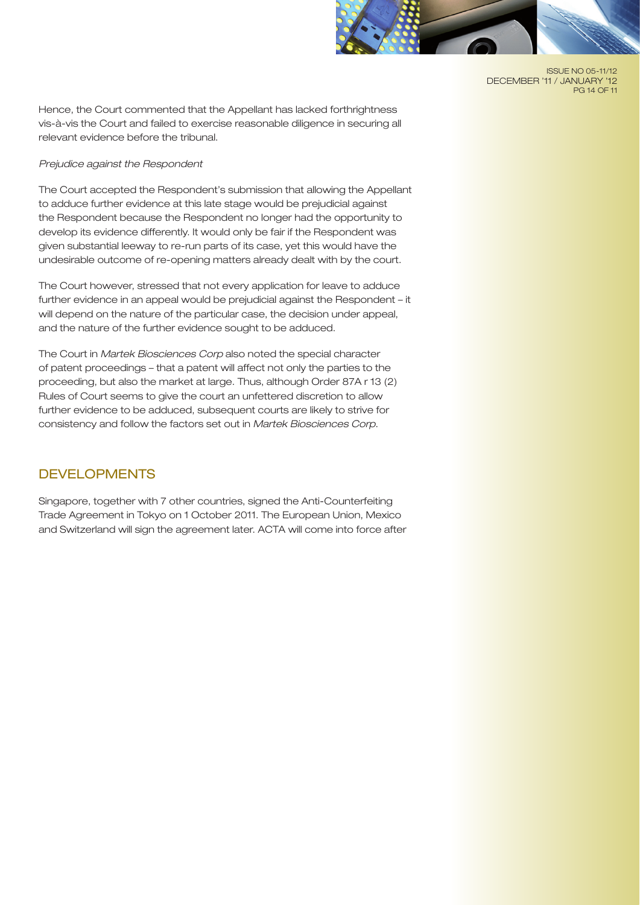Hence, the Court commented that the Appellant has lacked forthrightness vis-à-vis the Court and failed to exercise reasonable diligence in securing all relevant evidence before the tribunal.

*Prejudice against the Respondent*

The Court accepted the Respondent's submission that allowing the Appellant to adduce further evidence at this late stage would be prejudicial against the Respondent because the Respondent no longer had the opportunity to develop its evidence differently. It would only be fair if the Respondent was given substantial leeway to re-run parts of its case, yet this would have the undesirable outcome of re-opening matters already dealt with by the court.

The Court however, stressed that not every application for leave to adduce further evidence in an appeal would be prejudicial against the Respondent – it will depend on the nature of the particular case, the decision under appeal, and the nature of the further evidence sought to be adduced.

The Court in *Martek Biosciences Corp* also noted the special character of patent proceedings – that a patent will affect not only the parties to the proceeding, but also the market at large. Thus, although Order 87A r 13 (2) Rules of Court seems to give the court an unfettered discretion to allow further evidence to be adduced, subsequent courts are likely to strive for consistency and follow the factors set out in *Martek Biosciences Corp*.

## DEVELOPMENTS

Singapore, together with 7 other countries, signed the Anti-Counterfeiting Trade Agreement in Tokyo on 1 October 2011. The European Union, Mexico and Switzerland will sign the agreement later. ACTA will come into force after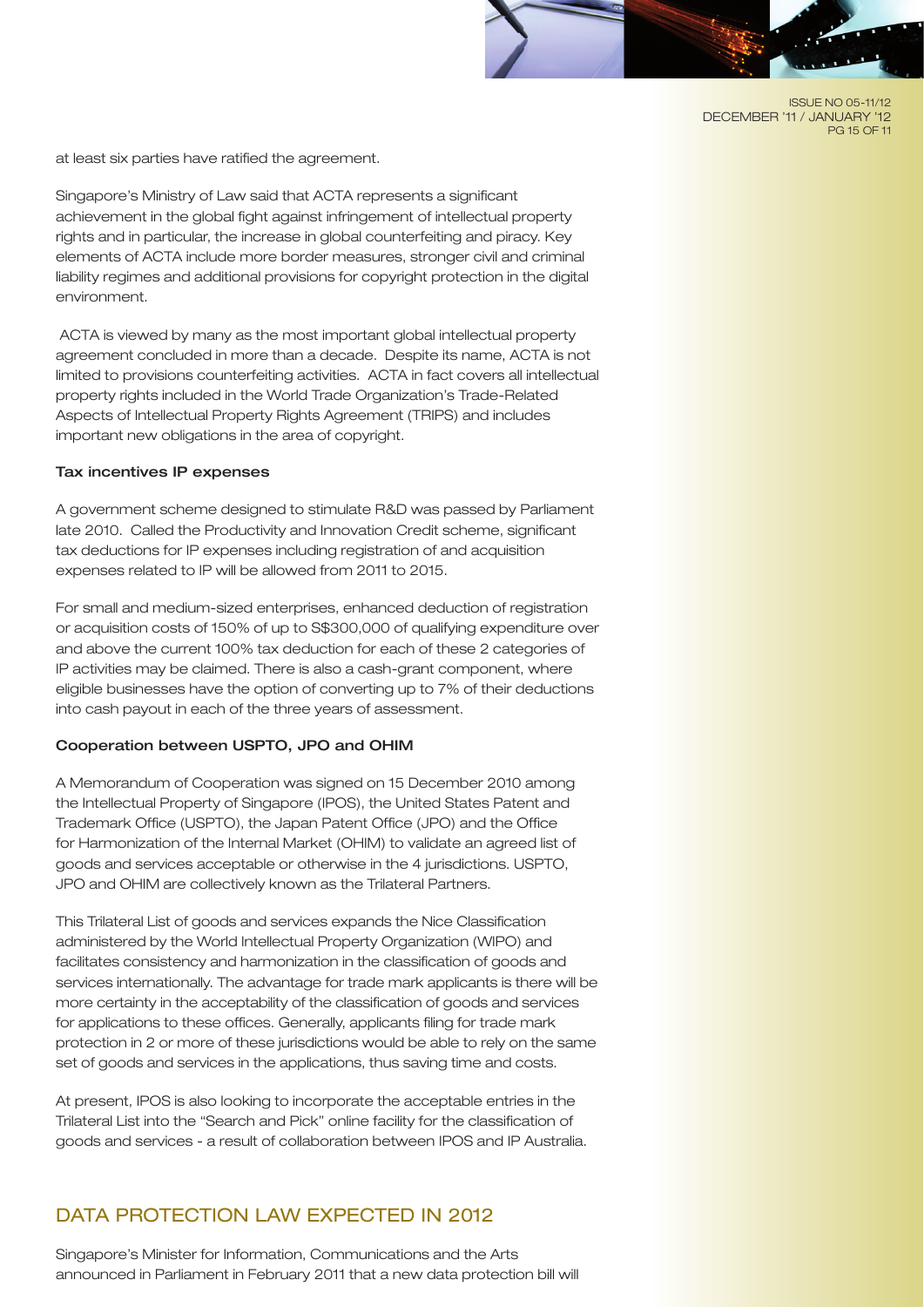at least six parties have ratified the agreement.

Singapore's Ministry of Law said that ACTA represents a significant achievement in the global fight against infringement of intellectual property rights and in particular, the increase in global counterfeiting and piracy. Key elements of ACTA include more border measures, stronger civil and criminal liability regimes and additional provisions for copyright protection in the digital environment.

ACTA is viewed by many as the most important global intellectual property agreement concluded in more than a decade. Despite its name, ACTA is not limited to provisions counterfeiting activities. ACTA in fact covers all intellectual property rights included in the World Trade Organization's Trade-Related Aspects of Intellectual Property Rights Agreement (TRIPS) and includes important new obligations in the area of copyright.

**Tax incentives IP expenses**

A government scheme designed to stimulate R&D was passed by Parliament late 2010. Called the Productivity and Innovation Credit scheme, significant tax deductions for IP expenses including registration of and acquisition expenses related to IP will be allowed from 2011 to 2015.

For small and medium-sized enterprises, enhanced deduction of registration or acquisition costs of 150% of up to S$300,000 of qualifying expenditure over and above the current 100% tax deduction for each of these 2 categories of IP activities may be claimed. There is also a cash-grant component, where eligible businesses have the option of converting up to 7% of their deductions into cash payout in each of the three years of assessment.

**Cooperation between USPTO, JPO and OHIM**

A Memorandum of Cooperation was signed on 15 December 2010 among the Intellectual Property of Singapore (IPOS), the United States Patent and Trademark Office (USPTO), the Japan Patent Office (JPO) and the Office for Harmonization of the Internal Market (OHIM) to validate an agreed list of goods and services acceptable or otherwise in the 4 jurisdictions. USPTO, JPO and OHIM are collectively known as the Trilateral Partners.

This Trilateral List of goods and services expands the Nice Classification administered by the World Intellectual Property Organization (WIPO) and facilitates consistency and harmonization in the classification of goods and services internationally. The advantage for trade mark applicants is there will be more certainty in the acceptability of the classification of goods and services for applications to these offices. Generally, applicants filing for trade mark protection in 2 or more of these jurisdictions would be able to rely on the same set of goods and services in the applications, thus saving time and costs.

At present, IPOS is also looking to incorporate the acceptable entries in the Trilateral List into the "Search and Pick" online facility for the classification of goods and services - a result of collaboration between IPOS and IP Australia.

## DATA PROTECTION LAW EXPECTED IN 2012

Singapore's Minister for Information, Communications and the Arts announced in Parliament in February 2011 that a new data protection bill will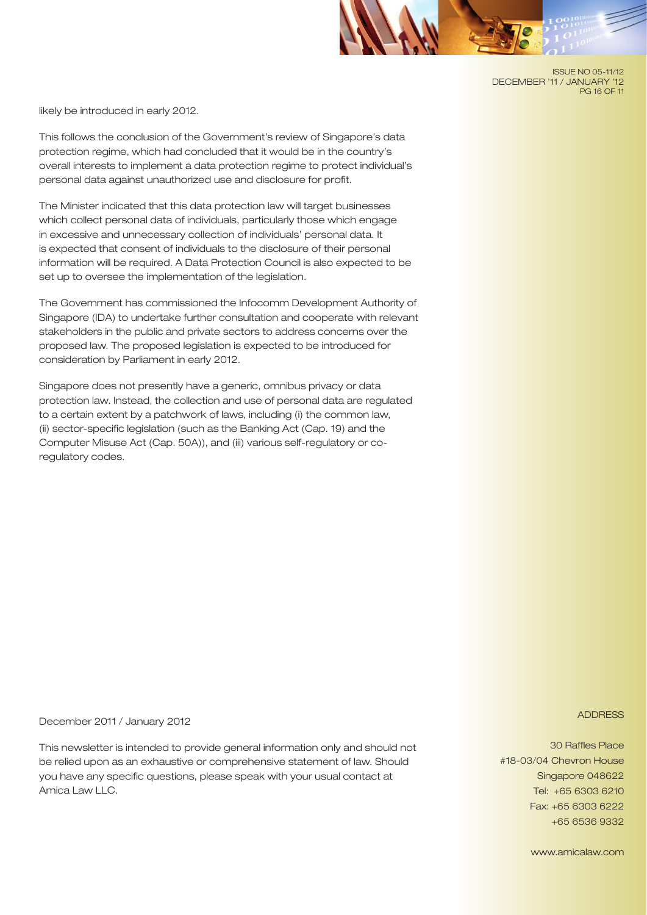likely be introduced in early 2012.

This follows the conclusion of the Government's review of Singapore's data protection regime, which had concluded that it would be in the country's overall interests to implement a data protection regime to protect individual's personal data against unauthorized use and disclosure for profit.

The Minister indicated that this data protection law will target businesses which collect personal data of individuals, particularly those which engage in excessive and unnecessary collection of individuals' personal data. It is expected that consent of individuals to the disclosure of their personal information will be required. A Data Protection Council is also expected to be set up to oversee the implementation of the legislation.

The Government has commissioned the Infocomm Development Authority of Singapore (IDA) to undertake further consultation and cooperate with relevant stakeholders in the public and private sectors to address concerns over the proposed law. The proposed legislation is expected to be introduced for consideration by Parliament in early 2012.

Singapore does not presently have a generic, omnibus privacy or data protection law. Instead, the collection and use of personal data are regulated to a certain extent by a patchwork of laws, including (i) the common law, (ii) sector-specific legislation (such as the Banking Act (Cap. 19) and the Computer Misuse Act (Cap. 50A)), and (iii) various self-regulatory or co-regulatory codes.

December 2011 / January 2012

This newsletter is intended to provide general information only and should not be relied upon as an exhaustive or comprehensive statement of law. Should you have any specific questions, please speak with your usual contact at Amica Law LLC.

ADDRESS

30 Raffles Place
#18-03/04 Chevron House
Singapore 048622
Tel: +65 6303 6210
Fax: +65 6303 6222
+65 6536 9332

www.amicalaw.com